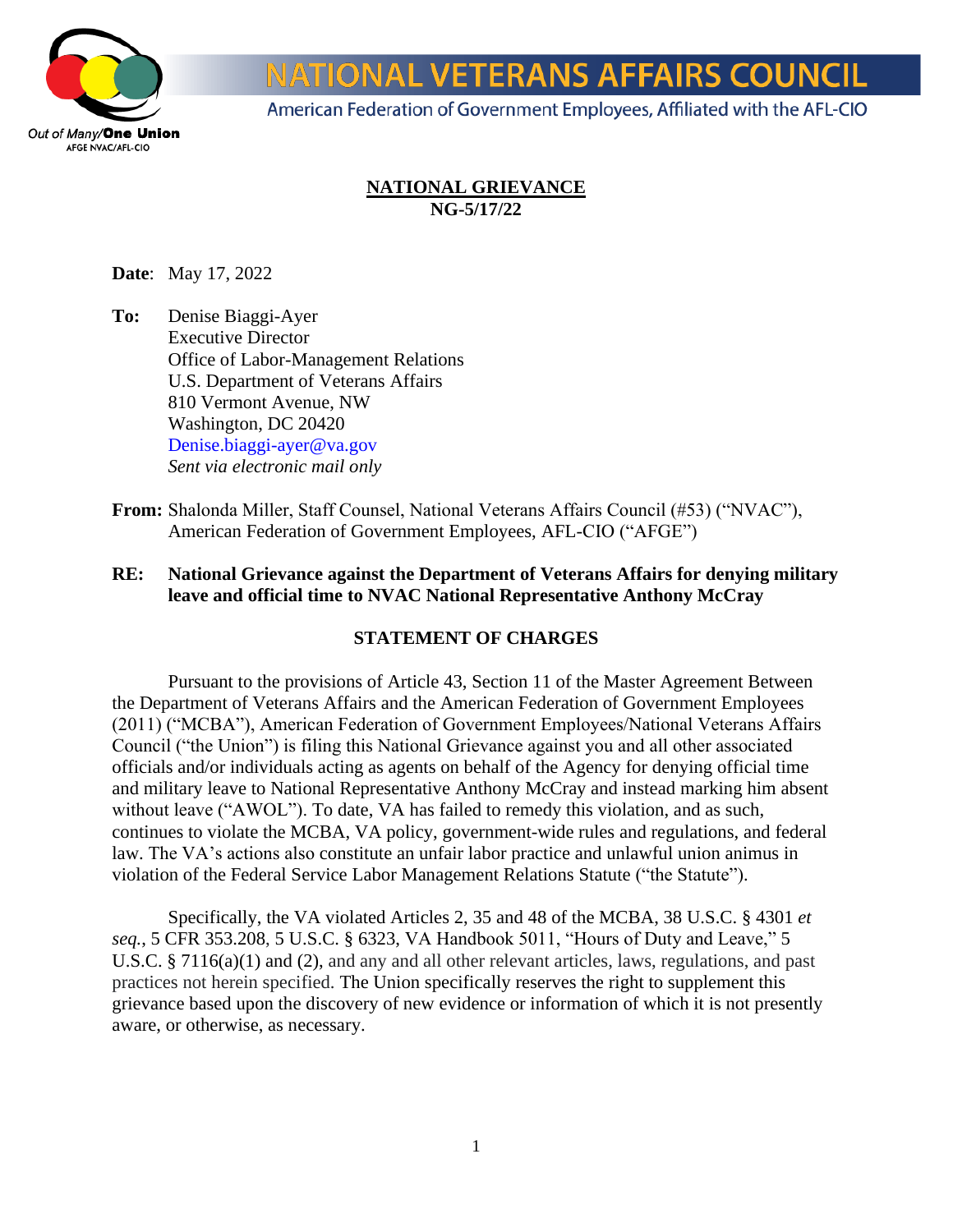NATIONAL VETERANS AFFAIRS COUNCIL

American Federation of Government Employees, Affiliated with the AFL-CIO

Out of Many/**One Union**
AFGE NVAC/AFL-CIO

**NATIONAL GRIEVANCE**
**NG-5/17/22**

**Date**: May 17, 2022

**To:** Denise Biaggi-Ayer
Executive Director
Office of Labor-Management Relations
U.S. Department of Veterans Affairs
810 Vermont Avenue, NW
Washington, DC 20420
Denise.biaggi-ayer@va.gov
*Sent via electronic mail only*

**From:** Shalonda Miller, Staff Counsel, National Veterans Affairs Council (#53) ("NVAC"), American Federation of Government Employees, AFL-CIO ("AFGE")

**RE: National Grievance against the Department of Veterans Affairs for denying military leave and official time to NVAC National Representative Anthony McCray**

## STATEMENT OF CHARGES

Pursuant to the provisions of Article 43, Section 11 of the Master Agreement Between the Department of Veterans Affairs and the American Federation of Government Employees (2011) ("MCBA"), American Federation of Government Employees/National Veterans Affairs Council ("the Union") is filing this National Grievance against you and all other associated officials and/or individuals acting as agents on behalf of the Agency for denying official time and military leave to National Representative Anthony McCray and instead marking him absent without leave ("AWOL"). To date, VA has failed to remedy this violation, and as such, continues to violate the MCBA, VA policy, government-wide rules and regulations, and federal law. The VA's actions also constitute an unfair labor practice and unlawful union animus in violation of the Federal Service Labor Management Relations Statute ("the Statute").

Specifically, the VA violated Articles 2, 35 and 48 of the MCBA, 38 U.S.C. § 4301 *et seq.*, 5 CFR 353.208, 5 U.S.C. § 6323, VA Handbook 5011, "Hours of Duty and Leave," 5 U.S.C. § 7116(a)(1) and (2), and any and all other relevant articles, laws, regulations, and past practices not herein specified. The Union specifically reserves the right to supplement this grievance based upon the discovery of new evidence or information of which it is not presently aware, or otherwise, as necessary.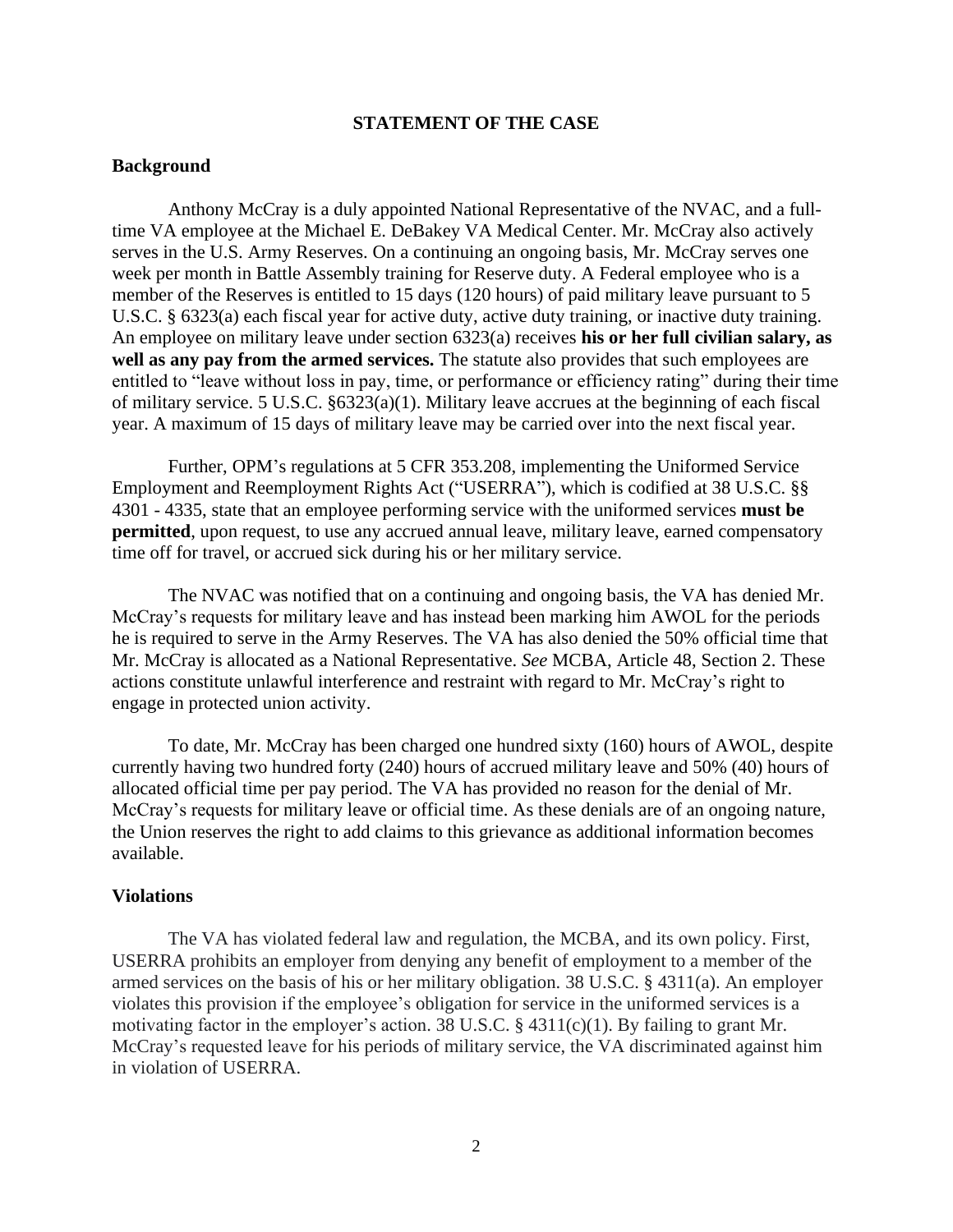## STATEMENT OF THE CASE

### Background

Anthony McCray is a duly appointed National Representative of the NVAC, and a full-time VA employee at the Michael E. DeBakey VA Medical Center. Mr. McCray also actively serves in the U.S. Army Reserves. On a continuing an ongoing basis, Mr. McCray serves one week per month in Battle Assembly training for Reserve duty. A Federal employee who is a member of the Reserves is entitled to 15 days (120 hours) of paid military leave pursuant to 5 U.S.C. § 6323(a) each fiscal year for active duty, active duty training, or inactive duty training. An employee on military leave under section 6323(a) receives **his or her full civilian salary, as well as any pay from the armed services.** The statute also provides that such employees are entitled to "leave without loss in pay, time, or performance or efficiency rating" during their time of military service. 5 U.S.C. §6323(a)(1). Military leave accrues at the beginning of each fiscal year. A maximum of 15 days of military leave may be carried over into the next fiscal year.

Further, OPM's regulations at 5 CFR 353.208, implementing the Uniformed Service Employment and Reemployment Rights Act ("USERRA"), which is codified at 38 U.S.C. §§ 4301 - 4335, state that an employee performing service with the uniformed services **must be permitted**, upon request, to use any accrued annual leave, military leave, earned compensatory time off for travel, or accrued sick during his or her military service.

The NVAC was notified that on a continuing and ongoing basis, the VA has denied Mr. McCray's requests for military leave and has instead been marking him AWOL for the periods he is required to serve in the Army Reserves. The VA has also denied the 50% official time that Mr. McCray is allocated as a National Representative. *See* MCBA, Article 48, Section 2. These actions constitute unlawful interference and restraint with regard to Mr. McCray's right to engage in protected union activity.

To date, Mr. McCray has been charged one hundred sixty (160) hours of AWOL, despite currently having two hundred forty (240) hours of accrued military leave and 50% (40) hours of allocated official time per pay period. The VA has provided no reason for the denial of Mr. McCray's requests for military leave or official time. As these denials are of an ongoing nature, the Union reserves the right to add claims to this grievance as additional information becomes available.

### Violations

The VA has violated federal law and regulation, the MCBA, and its own policy. First, USERRA prohibits an employer from denying any benefit of employment to a member of the armed services on the basis of his or her military obligation. 38 U.S.C. § 4311(a). An employer violates this provision if the employee's obligation for service in the uniformed services is a motivating factor in the employer's action. 38 U.S.C. § 4311(c)(1). By failing to grant Mr. McCray's requested leave for his periods of military service, the VA discriminated against him in violation of USERRA.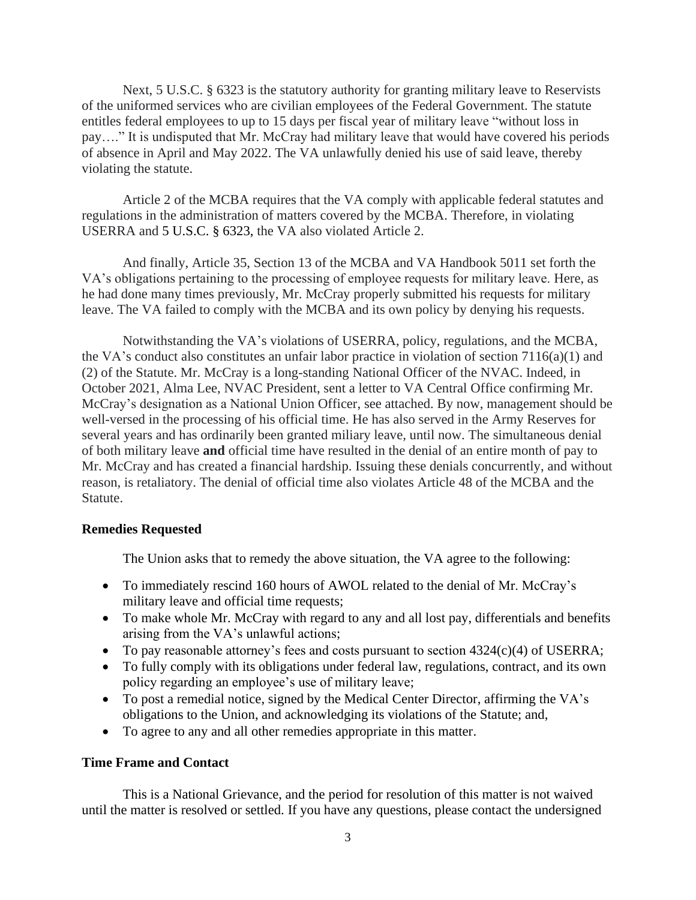Next, 5 U.S.C. § 6323 is the statutory authority for granting military leave to Reservists of the uniformed services who are civilian employees of the Federal Government. The statute entitles federal employees to up to 15 days per fiscal year of military leave "without loss in pay…." It is undisputed that Mr. McCray had military leave that would have covered his periods of absence in April and May 2022. The VA unlawfully denied his use of said leave, thereby violating the statute.

Article 2 of the MCBA requires that the VA comply with applicable federal statutes and regulations in the administration of matters covered by the MCBA. Therefore, in violating USERRA and 5 U.S.C. § 6323, the VA also violated Article 2.

And finally, Article 35, Section 13 of the MCBA and VA Handbook 5011 set forth the VA's obligations pertaining to the processing of employee requests for military leave. Here, as he had done many times previously, Mr. McCray properly submitted his requests for military leave. The VA failed to comply with the MCBA and its own policy by denying his requests.

Notwithstanding the VA's violations of USERRA, policy, regulations, and the MCBA, the VA's conduct also constitutes an unfair labor practice in violation of section 7116(a)(1) and (2) of the Statute. Mr. McCray is a long-standing National Officer of the NVAC. Indeed, in October 2021, Alma Lee, NVAC President, sent a letter to VA Central Office confirming Mr. McCray's designation as a National Union Officer, see attached. By now, management should be well-versed in the processing of his official time. He has also served in the Army Reserves for several years and has ordinarily been granted miliary leave, until now. The simultaneous denial of both military leave **and** official time have resulted in the denial of an entire month of pay to Mr. McCray and has created a financial hardship. Issuing these denials concurrently, and without reason, is retaliatory. The denial of official time also violates Article 48 of the MCBA and the Statute.

**Remedies Requested**

The Union asks that to remedy the above situation, the VA agree to the following:

- To immediately rescind 160 hours of AWOL related to the denial of Mr. McCray's military leave and official time requests;
- To make whole Mr. McCray with regard to any and all lost pay, differentials and benefits arising from the VA's unlawful actions;
- To pay reasonable attorney's fees and costs pursuant to section 4324(c)(4) of USERRA;
- To fully comply with its obligations under federal law, regulations, contract, and its own policy regarding an employee's use of military leave;
- To post a remedial notice, signed by the Medical Center Director, affirming the VA's obligations to the Union, and acknowledging its violations of the Statute; and,
- To agree to any and all other remedies appropriate in this matter.

**Time Frame and Contact**

This is a National Grievance, and the period for resolution of this matter is not waived until the matter is resolved or settled. If you have any questions, please contact the undersigned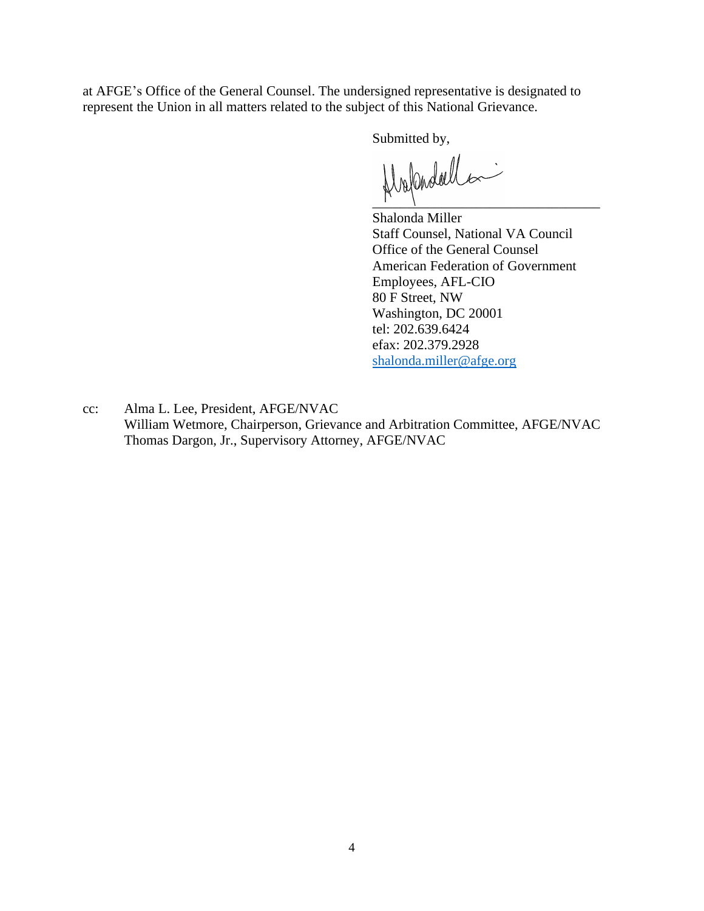at AFGE's Office of the General Counsel. The undersigned representative is designated to represent the Union in all matters related to the subject of this National Grievance.

Submitted by,

Shalonda Miller
Staff Counsel, National VA Council
Office of the General Counsel
American Federation of Government Employees, AFL-CIO
80 F Street, NW
Washington, DC 20001
tel: 202.639.6424
efax: 202.379.2928
shalonda.miller@afge.org

cc: Alma L. Lee, President, AFGE/NVAC
William Wetmore, Chairperson, Grievance and Arbitration Committee, AFGE/NVAC
Thomas Dargon, Jr., Supervisory Attorney, AFGE/NVAC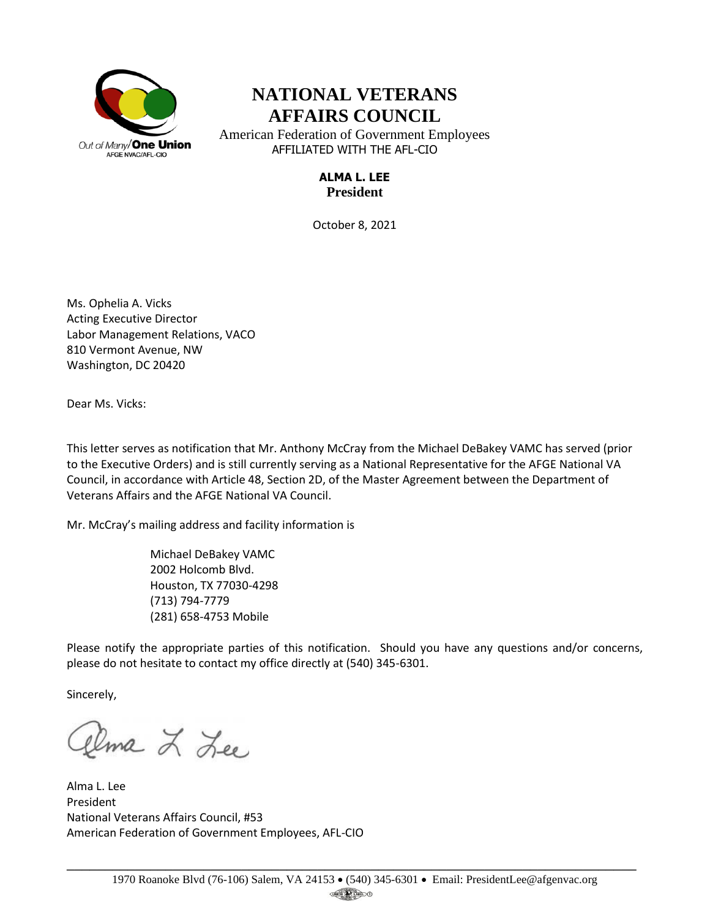Out of Many/**One Union**
AFGE NVAC/AFL-CIO

# NATIONAL VETERANS AFFAIRS COUNCIL

American Federation of Government Employees
AFFILIATED WITH THE AFL-CIO

**ALMA L. LEE**
**President**

October 8, 2021

Ms. Ophelia A. Vicks
Acting Executive Director
Labor Management Relations, VACO
810 Vermont Avenue, NW
Washington, DC 20420

Dear Ms. Vicks:

This letter serves as notification that Mr. Anthony McCray from the Michael DeBakey VAMC has served (prior to the Executive Orders) and is still currently serving as a National Representative for the AFGE National VA Council, in accordance with Article 48, Section 2D, of the Master Agreement between the Department of Veterans Affairs and the AFGE National VA Council.

Mr. McCray's mailing address and facility information is

Michael DeBakey VAMC
2002 Holcomb Blvd.
Houston, TX 77030-4298
(713) 794-7779
(281) 658-4753 Mobile

Please notify the appropriate parties of this notification. Should you have any questions and/or concerns, please do not hesitate to contact my office directly at (540) 345-6301.

Sincerely,

Alma L. Lee

Alma L. Lee
President
National Veterans Affairs Council, #53
American Federation of Government Employees, AFL-CIO

1970 Roanoke Blvd (76-106) Salem, VA 24153 • (540) 345-6301 • Email: PresidentLee@afgenvac.org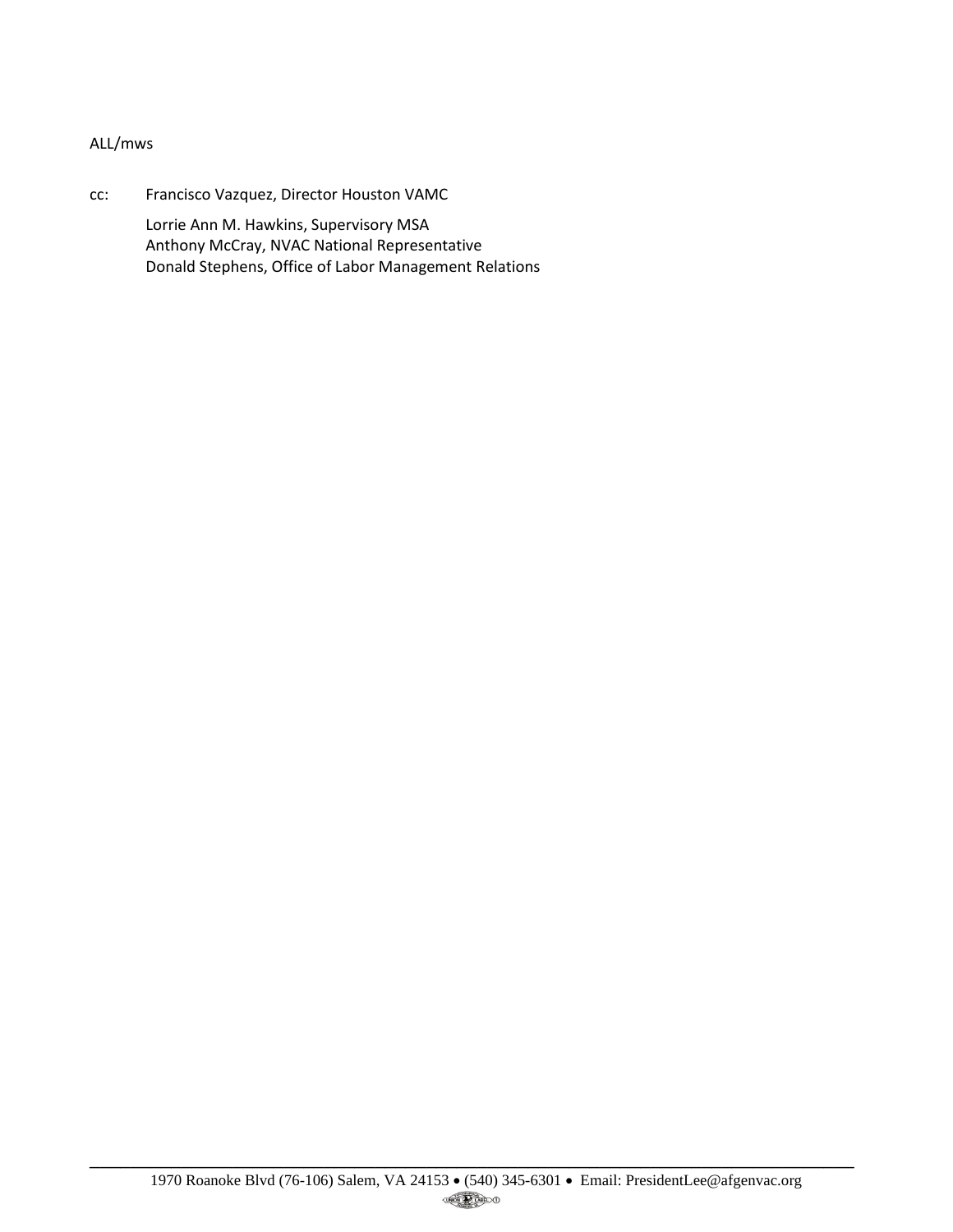ALL/mws

cc: Francisco Vazquez, Director Houston VAMC

Lorrie Ann M. Hawkins, Supervisory MSA
Anthony McCray, NVAC National Representative
Donald Stephens, Office of Labor Management Relations